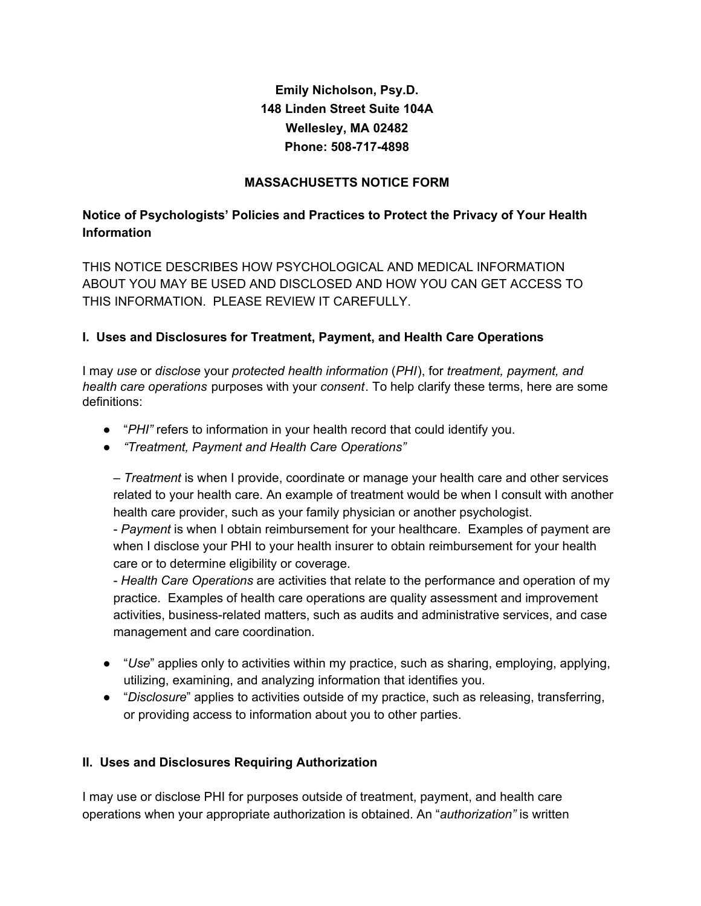**Emily Nicholson, Psy.D.**
**148 Linden Street Suite 104A**
**Wellesley, MA 02482**
**Phone: 508-717-4898**

**MASSACHUSETTS NOTICE FORM**

## Notice of Psychologists' Policies and Practices to Protect the Privacy of Your Health Information

THIS NOTICE DESCRIBES HOW PSYCHOLOGICAL AND MEDICAL INFORMATION ABOUT YOU MAY BE USED AND DISCLOSED AND HOW YOU CAN GET ACCESS TO THIS INFORMATION. PLEASE REVIEW IT CAREFULLY.

### I. Uses and Disclosures for Treatment, Payment, and Health Care Operations

I may *use* or *disclose* your *protected health information* (*PHI*), for *treatment, payment, and health care operations* purposes with your *consent*. To help clarify these terms, here are some definitions:

- "*PHI"* refers to information in your health record that could identify you.
- *"Treatment, Payment and Health Care Operations"*

  – *Treatment* is when I provide, coordinate or manage your health care and other services related to your health care. An example of treatment would be when I consult with another health care provider, such as your family physician or another psychologist.
  - *Payment* is when I obtain reimbursement for your healthcare. Examples of payment are when I disclose your PHI to your health insurer to obtain reimbursement for your health care or to determine eligibility or coverage.
  - *Health Care Operations* are activities that relate to the performance and operation of my practice. Examples of health care operations are quality assessment and improvement activities, business-related matters, such as audits and administrative services, and case management and care coordination.

- "*Use*" applies only to activities within my practice, such as sharing, employing, applying, utilizing, examining, and analyzing information that identifies you.
- "*Disclosure*" applies to activities outside of my practice, such as releasing, transferring, or providing access to information about you to other parties.

### II. Uses and Disclosures Requiring Authorization

I may use or disclose PHI for purposes outside of treatment, payment, and health care operations when your appropriate authorization is obtained. An "*authorization"* is written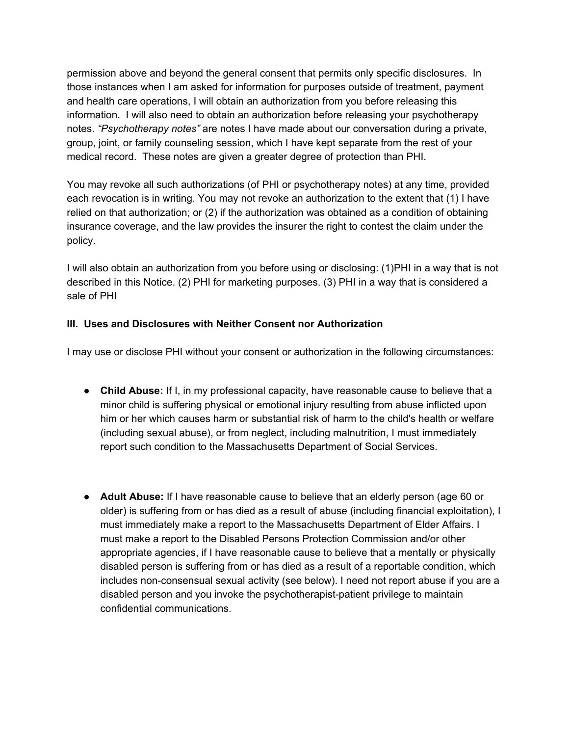permission above and beyond the general consent that permits only specific disclosures. In those instances when I am asked for information for purposes outside of treatment, payment and health care operations, I will obtain an authorization from you before releasing this information. I will also need to obtain an authorization before releasing your psychotherapy notes. *"Psychotherapy notes"* are notes I have made about our conversation during a private, group, joint, or family counseling session, which I have kept separate from the rest of your medical record. These notes are given a greater degree of protection than PHI.

You may revoke all such authorizations (of PHI or psychotherapy notes) at any time, provided each revocation is in writing. You may not revoke an authorization to the extent that (1) I have relied on that authorization; or (2) if the authorization was obtained as a condition of obtaining insurance coverage, and the law provides the insurer the right to contest the claim under the policy.

I will also obtain an authorization from you before using or disclosing: (1)PHI in a way that is not described in this Notice. (2) PHI for marketing purposes. (3) PHI in a way that is considered a sale of PHI

### III. Uses and Disclosures with Neither Consent nor Authorization

I may use or disclose PHI without your consent or authorization in the following circumstances:

- **Child Abuse:** If I, in my professional capacity, have reasonable cause to believe that a minor child is suffering physical or emotional injury resulting from abuse inflicted upon him or her which causes harm or substantial risk of harm to the child's health or welfare (including sexual abuse), or from neglect, including malnutrition, I must immediately report such condition to the Massachusetts Department of Social Services.

- **Adult Abuse:** If I have reasonable cause to believe that an elderly person (age 60 or older) is suffering from or has died as a result of abuse (including financial exploitation), I must immediately make a report to the Massachusetts Department of Elder Affairs. I must make a report to the Disabled Persons Protection Commission and/or other appropriate agencies, if I have reasonable cause to believe that a mentally or physically disabled person is suffering from or has died as a result of a reportable condition, which includes non-consensual sexual activity (see below). I need not report abuse if you are a disabled person and you invoke the psychotherapist-patient privilege to maintain confidential communications.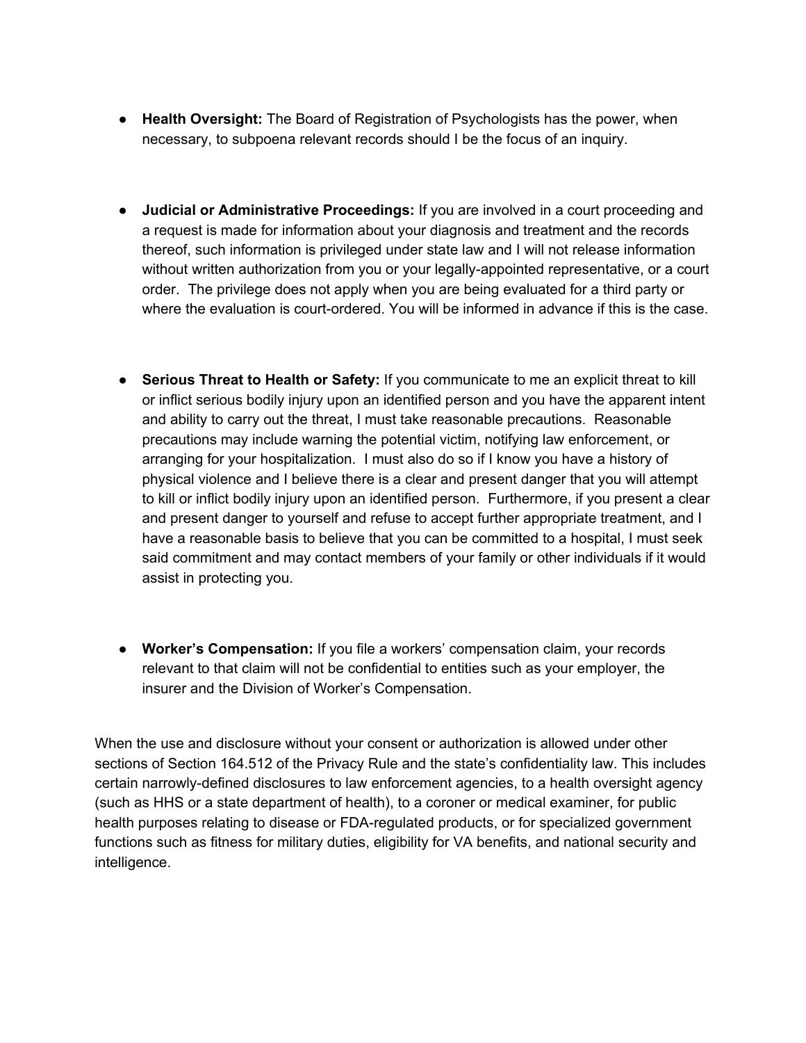- **Health Oversight:** The Board of Registration of Psychologists has the power, when necessary, to subpoena relevant records should I be the focus of an inquiry.

- **Judicial or Administrative Proceedings:** If you are involved in a court proceeding and a request is made for information about your diagnosis and treatment and the records thereof, such information is privileged under state law and I will not release information without written authorization from you or your legally-appointed representative, or a court order. The privilege does not apply when you are being evaluated for a third party or where the evaluation is court-ordered. You will be informed in advance if this is the case.

- **Serious Threat to Health or Safety:** If you communicate to me an explicit threat to kill or inflict serious bodily injury upon an identified person and you have the apparent intent and ability to carry out the threat, I must take reasonable precautions. Reasonable precautions may include warning the potential victim, notifying law enforcement, or arranging for your hospitalization. I must also do so if I know you have a history of physical violence and I believe there is a clear and present danger that you will attempt to kill or inflict bodily injury upon an identified person. Furthermore, if you present a clear and present danger to yourself and refuse to accept further appropriate treatment, and I have a reasonable basis to believe that you can be committed to a hospital, I must seek said commitment and may contact members of your family or other individuals if it would assist in protecting you.

- **Worker's Compensation:** If you file a workers' compensation claim, your records relevant to that claim will not be confidential to entities such as your employer, the insurer and the Division of Worker's Compensation.

When the use and disclosure without your consent or authorization is allowed under other sections of Section 164.512 of the Privacy Rule and the state's confidentiality law. This includes certain narrowly-defined disclosures to law enforcement agencies, to a health oversight agency (such as HHS or a state department of health), to a coroner or medical examiner, for public health purposes relating to disease or FDA-regulated products, or for specialized government functions such as fitness for military duties, eligibility for VA benefits, and national security and intelligence.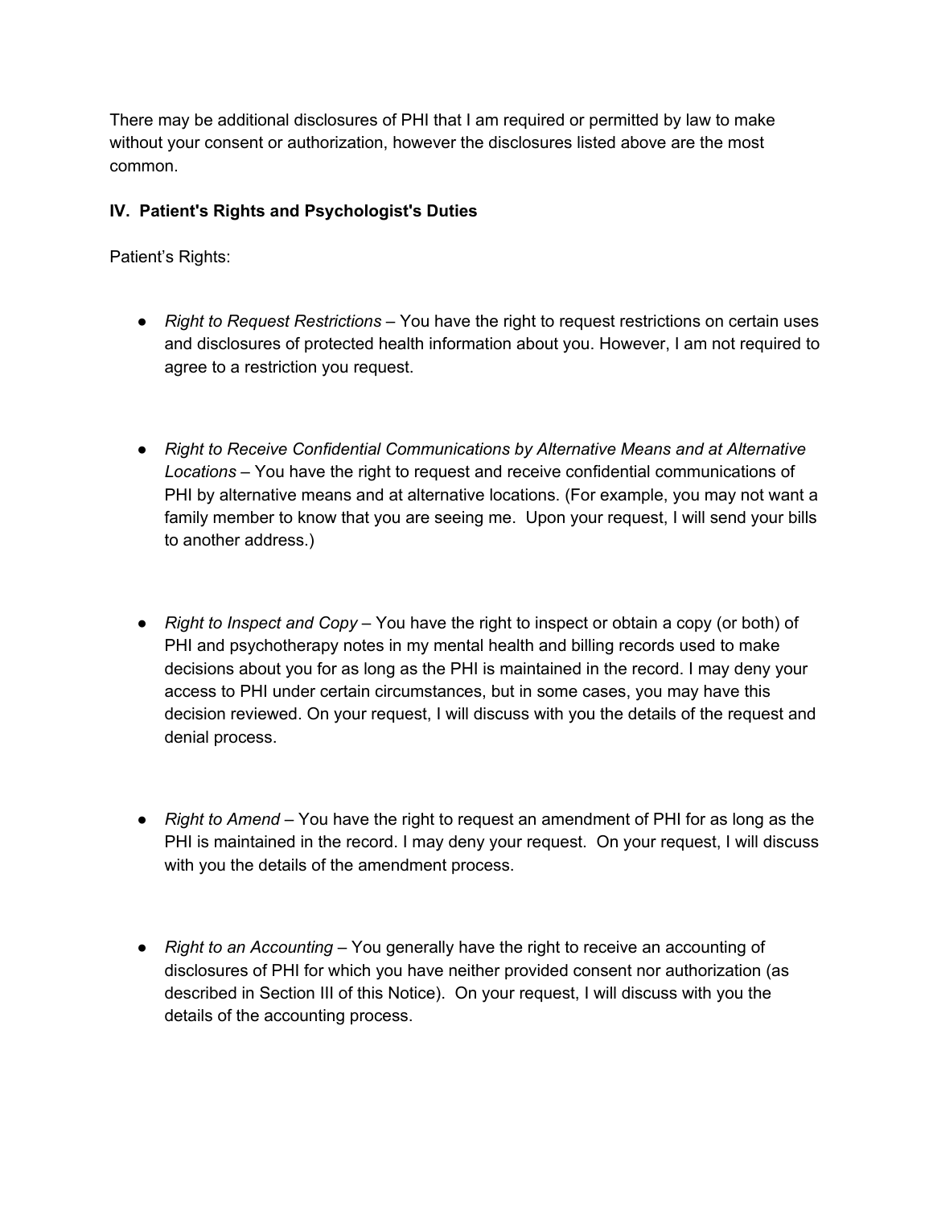There may be additional disclosures of PHI that I am required or permitted by law to make without your consent or authorization, however the disclosures listed above are the most common.

**IV. Patient's Rights and Psychologist's Duties**

Patient's Rights:

- *Right to Request Restrictions* – You have the right to request restrictions on certain uses and disclosures of protected health information about you. However, I am not required to agree to a restriction you request.

- *Right to Receive Confidential Communications by Alternative Means and at Alternative Locations* – You have the right to request and receive confidential communications of PHI by alternative means and at alternative locations. (For example, you may not want a family member to know that you are seeing me. Upon your request, I will send your bills to another address.)

- *Right to Inspect and Copy* – You have the right to inspect or obtain a copy (or both) of PHI and psychotherapy notes in my mental health and billing records used to make decisions about you for as long as the PHI is maintained in the record. I may deny your access to PHI under certain circumstances, but in some cases, you may have this decision reviewed. On your request, I will discuss with you the details of the request and denial process.

- *Right to Amend* – You have the right to request an amendment of PHI for as long as the PHI is maintained in the record. I may deny your request. On your request, I will discuss with you the details of the amendment process.

- *Right to an Accounting* – You generally have the right to receive an accounting of disclosures of PHI for which you have neither provided consent nor authorization (as described in Section III of this Notice). On your request, I will discuss with you the details of the accounting process.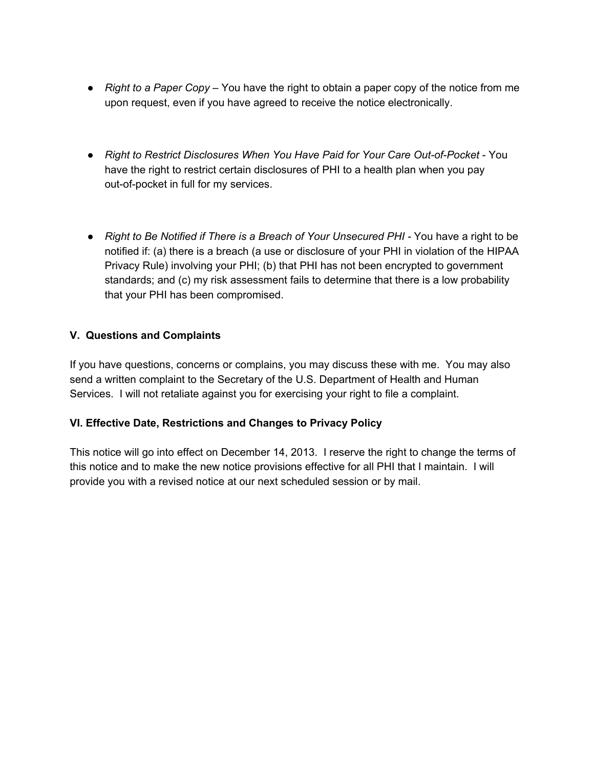- *Right to a Paper Copy* – You have the right to obtain a paper copy of the notice from me upon request, even if you have agreed to receive the notice electronically.

- *Right to Restrict Disclosures When You Have Paid for Your Care Out-of-Pocket* - You have the right to restrict certain disclosures of PHI to a health plan when you pay out-of-pocket in full for my services.

- *Right to Be Notified if There is a Breach of Your Unsecured PHI* - You have a right to be notified if: (a) there is a breach (a use or disclosure of your PHI in violation of the HIPAA Privacy Rule) involving your PHI; (b) that PHI has not been encrypted to government standards; and (c) my risk assessment fails to determine that there is a low probability that your PHI has been compromised.

**V. Questions and Complaints**

If you have questions, concerns or complains, you may discuss these with me. You may also send a written complaint to the Secretary of the U.S. Department of Health and Human Services. I will not retaliate against you for exercising your right to file a complaint.

**VI. Effective Date, Restrictions and Changes to Privacy Policy**

This notice will go into effect on December 14, 2013. I reserve the right to change the terms of this notice and to make the new notice provisions effective for all PHI that I maintain. I will provide you with a revised notice at our next scheduled session or by mail.